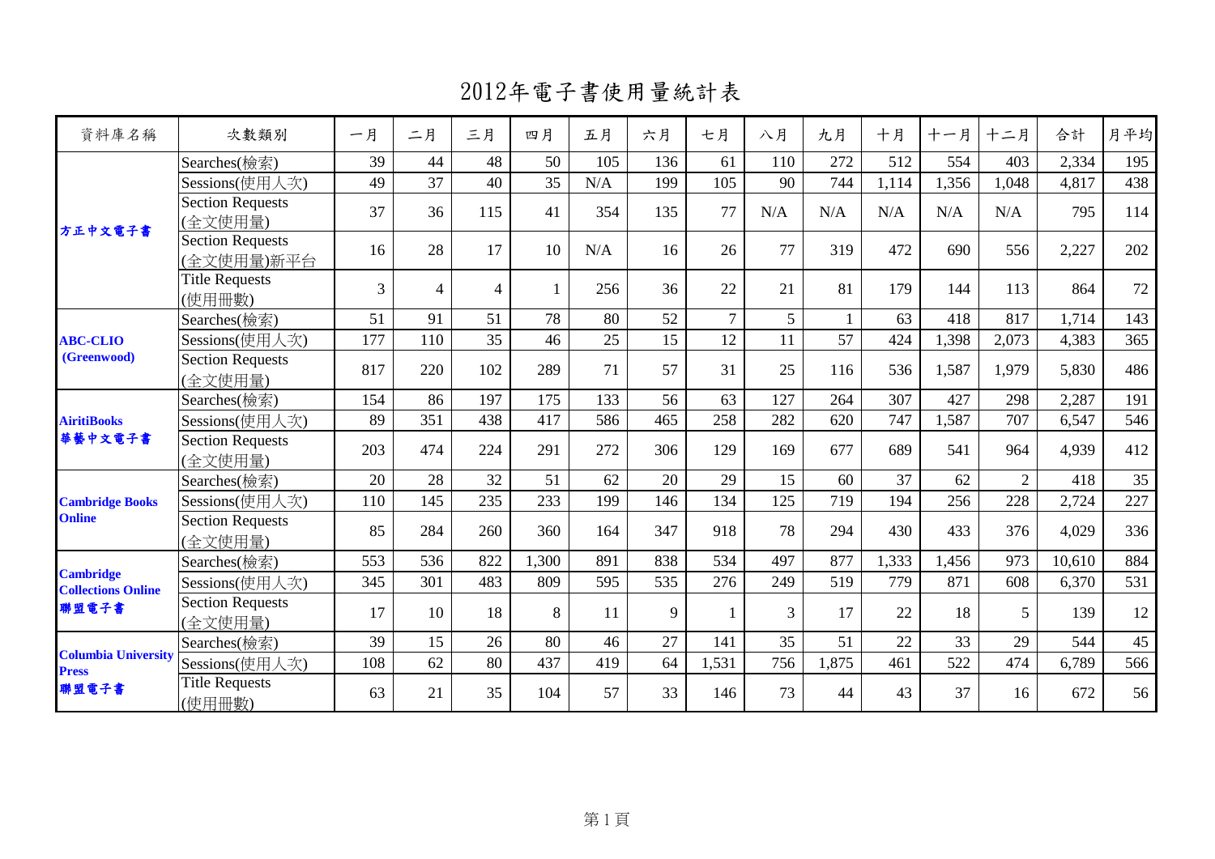# 2012年電子書使用量統計表

| 資料庫名稱 | 次數類別 | 一月 | 二月 | 三月 | 四月 | 五月 | 六月 | 七月 | 八月 | 九月 | 十月 | 十一月 | 十二月 | 合計 | 月平均 |
|---|---|---|---|---|---|---|---|---|---|---|---|---|---|---|---|
| **方正中文電子書** | Searches(檢索) | 39 | 44 | 48 | 50 | 105 | 136 | 61 | 110 | 272 | 512 | 554 | 403 | 2,334 | 195 |
| | Sessions(使用人次) | 49 | 37 | 40 | 35 | N/A | 199 | 105 | 90 | 744 | 1,114 | 1,356 | 1,048 | 4,817 | 438 |
| | Section Requests (全文使用量) | 37 | 36 | 115 | 41 | 354 | 135 | 77 | N/A | N/A | N/A | N/A | N/A | 795 | 114 |
| | Section Requests (全文使用量)新平台 | 16 | 28 | 17 | 10 | N/A | 16 | 26 | 77 | 319 | 472 | 690 | 556 | 2,227 | 202 |
| | Title Requests (使用冊數) | 3 | 4 | 4 | 1 | 256 | 36 | 22 | 21 | 81 | 179 | 144 | 113 | 864 | 72 |
| **ABC-CLIO (Greenwood)** | Searches(檢索) | 51 | 91 | 51 | 78 | 80 | 52 | 7 | 5 | 1 | 63 | 418 | 817 | 1,714 | 143 |
| | Sessions(使用人次) | 177 | 110 | 35 | 46 | 25 | 15 | 12 | 11 | 57 | 424 | 1,398 | 2,073 | 4,383 | 365 |
| | Section Requests (全文使用量) | 817 | 220 | 102 | 289 | 71 | 57 | 31 | 25 | 116 | 536 | 1,587 | 1,979 | 5,830 | 486 |
| **AiritiBooks 華藝中文電子書** | Searches(檢索) | 154 | 86 | 197 | 175 | 133 | 56 | 63 | 127 | 264 | 307 | 427 | 298 | 2,287 | 191 |
| | Sessions(使用人次) | 89 | 351 | 438 | 417 | 586 | 465 | 258 | 282 | 620 | 747 | 1,587 | 707 | 6,547 | 546 |
| | Section Requests (全文使用量) | 203 | 474 | 224 | 291 | 272 | 306 | 129 | 169 | 677 | 689 | 541 | 964 | 4,939 | 412 |
| **Cambridge Books Online** | Searches(檢索) | 20 | 28 | 32 | 51 | 62 | 20 | 29 | 15 | 60 | 37 | 62 | 2 | 418 | 35 |
| | Sessions(使用人次) | 110 | 145 | 235 | 233 | 199 | 146 | 134 | 125 | 719 | 194 | 256 | 228 | 2,724 | 227 |
| | Section Requests (全文使用量) | 85 | 284 | 260 | 360 | 164 | 347 | 918 | 78 | 294 | 430 | 433 | 376 | 4,029 | 336 |
| **Cambridge Collections Online 聯盟電子書** | Searches(檢索) | 553 | 536 | 822 | 1,300 | 891 | 838 | 534 | 497 | 877 | 1,333 | 1,456 | 973 | 10,610 | 884 |
| | Sessions(使用人次) | 345 | 301 | 483 | 809 | 595 | 535 | 276 | 249 | 519 | 779 | 871 | 608 | 6,370 | 531 |
| | Section Requests (全文使用量) | 17 | 10 | 18 | 8 | 11 | 9 | 1 | 3 | 17 | 22 | 18 | 5 | 139 | 12 |
| **Columbia University Press 聯盟電子書** | Searches(檢索) | 39 | 15 | 26 | 80 | 46 | 27 | 141 | 35 | 51 | 22 | 33 | 29 | 544 | 45 |
| | Sessions(使用人次) | 108 | 62 | 80 | 437 | 419 | 64 | 1,531 | 756 | 1,875 | 461 | 522 | 474 | 6,789 | 566 |
| | Title Requests (使用冊數) | 63 | 21 | 35 | 104 | 57 | 33 | 146 | 73 | 44 | 43 | 37 | 16 | 672 | 56 |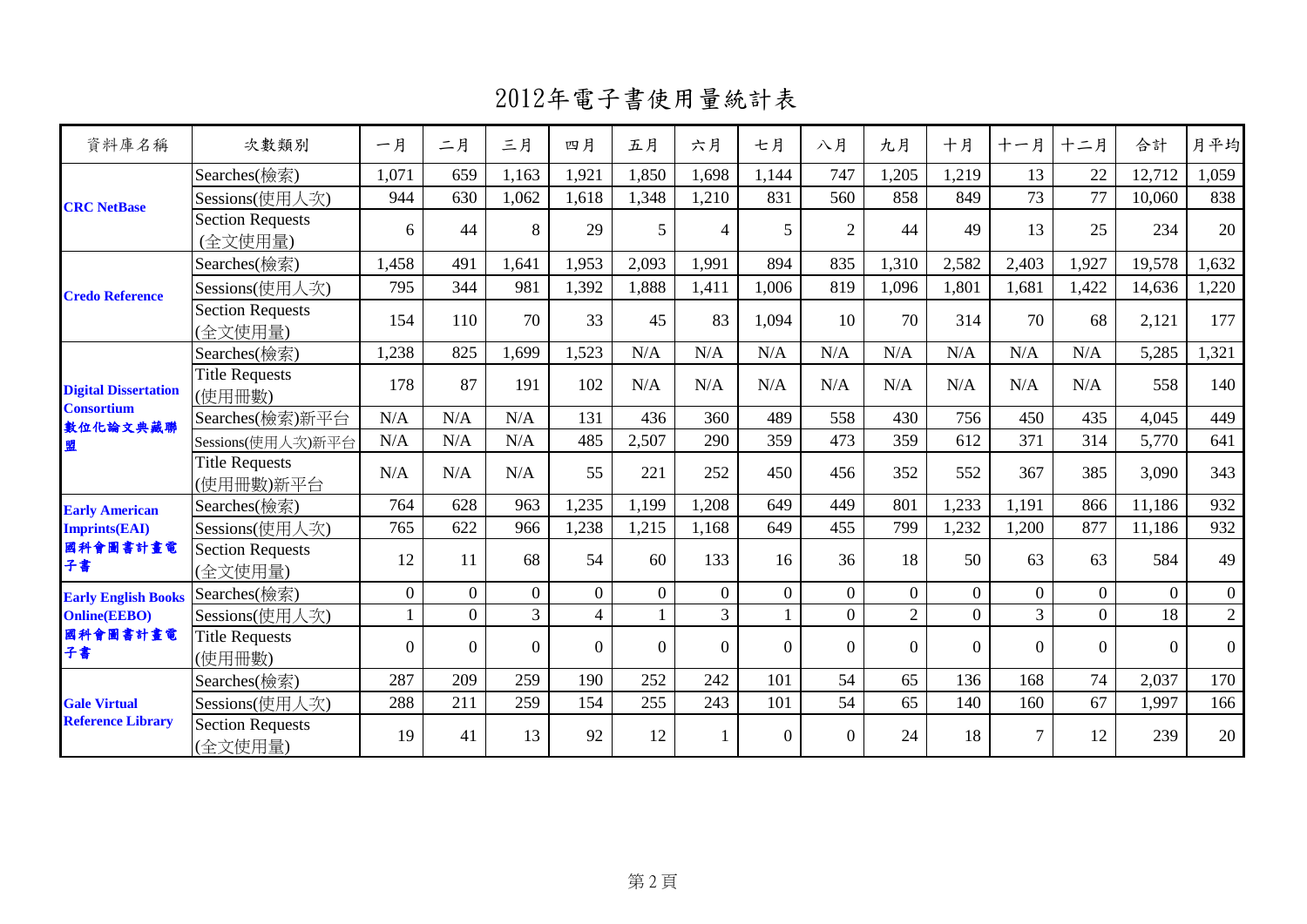# 2012年電子書使用量統計表

| 資料庫名稱 | 次數類別 | 一月 | 二月 | 三月 | 四月 | 五月 | 六月 | 七月 | 八月 | 九月 | 十月 | 十一月 | 十二月 | 合計 | 月平均 |
|---|---|---|---|---|---|---|---|---|---|---|---|---|---|---|---|
| **CRC NetBase** | Searches(檢索) | 1,071 | 659 | 1,163 | 1,921 | 1,850 | 1,698 | 1,144 | 747 | 1,205 | 1,219 | 13 | 22 | 12,712 | 1,059 |
| | Sessions(使用人次) | 944 | 630 | 1,062 | 1,618 | 1,348 | 1,210 | 831 | 560 | 858 | 849 | 73 | 77 | 10,060 | 838 |
| | Section Requests (全文使用量) | 6 | 44 | 8 | 29 | 5 | 4 | 5 | 2 | 44 | 49 | 13 | 25 | 234 | 20 |
| **Credo Reference** | Searches(檢索) | 1,458 | 491 | 1,641 | 1,953 | 2,093 | 1,991 | 894 | 835 | 1,310 | 2,582 | 2,403 | 1,927 | 19,578 | 1,632 |
| | Sessions(使用人次) | 795 | 344 | 981 | 1,392 | 1,888 | 1,411 | 1,006 | 819 | 1,096 | 1,801 | 1,681 | 1,422 | 14,636 | 1,220 |
| | Section Requests (全文使用量) | 154 | 110 | 70 | 33 | 45 | 83 | 1,094 | 10 | 70 | 314 | 70 | 68 | 2,121 | 177 |
| **Digital Dissertation Consortium 數位化論文典藏聯盟** | Searches(檢索) | 1,238 | 825 | 1,699 | 1,523 | N/A | N/A | N/A | N/A | N/A | N/A | N/A | N/A | 5,285 | 1,321 |
| | Title Requests (使用冊數) | 178 | 87 | 191 | 102 | N/A | N/A | N/A | N/A | N/A | N/A | N/A | N/A | 558 | 140 |
| | Searches(檢索)新平台 | N/A | N/A | N/A | 131 | 436 | 360 | 489 | 558 | 430 | 756 | 450 | 435 | 4,045 | 449 |
| | Sessions(使用人次)新平台 | N/A | N/A | N/A | 485 | 2,507 | 290 | 359 | 473 | 359 | 612 | 371 | 314 | 5,770 | 641 |
| | Title Requests (使用冊數)新平台 | N/A | N/A | N/A | 55 | 221 | 252 | 450 | 456 | 352 | 552 | 367 | 385 | 3,090 | 343 |
| **Early American Imprints(EAI) 國科會圖書計畫電子書** | Searches(檢索) | 764 | 628 | 963 | 1,235 | 1,199 | 1,208 | 649 | 449 | 801 | 1,233 | 1,191 | 866 | 11,186 | 932 |
| | Sessions(使用人次) | 765 | 622 | 966 | 1,238 | 1,215 | 1,168 | 649 | 455 | 799 | 1,232 | 1,200 | 877 | 11,186 | 932 |
| | Section Requests (全文使用量) | 12 | 11 | 68 | 54 | 60 | 133 | 16 | 36 | 18 | 50 | 63 | 63 | 584 | 49 |
| **Early English Books Online(EEBO) 國科會圖書計畫電子書** | Searches(檢索) | 0 | 0 | 0 | 0 | 0 | 0 | 0 | 0 | 0 | 0 | 0 | 0 | 0 | 0 |
| | Sessions(使用人次) | 1 | 0 | 3 | 4 | 1 | 3 | 1 | 0 | 2 | 0 | 3 | 0 | 18 | 2 |
| | Title Requests (使用冊數) | 0 | 0 | 0 | 0 | 0 | 0 | 0 | 0 | 0 | 0 | 0 | 0 | 0 | 0 |
| **Gale Virtual Reference Library** | Searches(檢索) | 287 | 209 | 259 | 190 | 252 | 242 | 101 | 54 | 65 | 136 | 168 | 74 | 2,037 | 170 |
| | Sessions(使用人次) | 288 | 211 | 259 | 154 | 255 | 243 | 101 | 54 | 65 | 140 | 160 | 67 | 1,997 | 166 |
| | Section Requests (全文使用量) | 19 | 41 | 13 | 92 | 12 | 1 | 0 | 0 | 24 | 18 | 7 | 12 | 239 | 20 |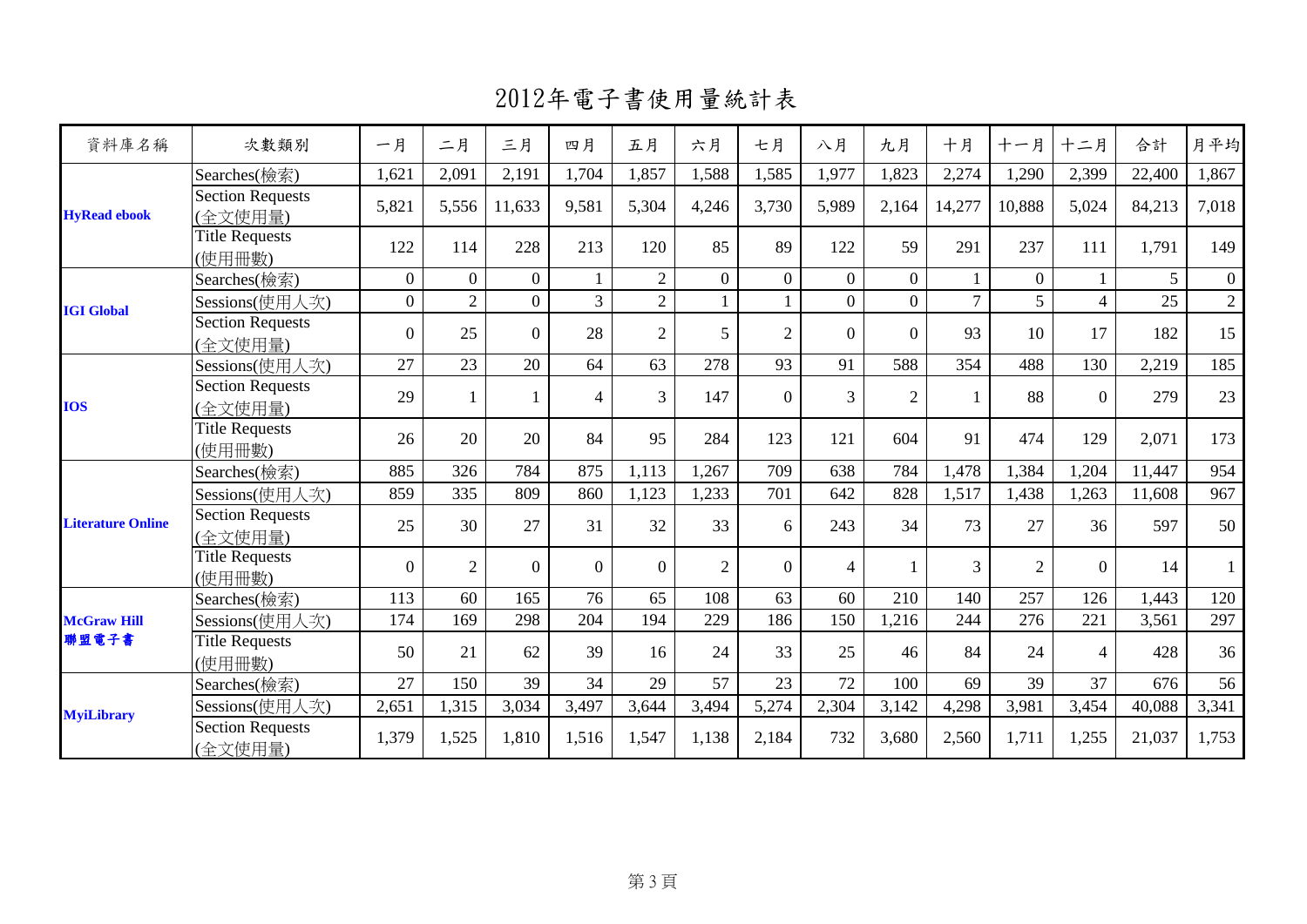# 2012年電子書使用量統計表

| 資料庫名稱 | 次數類別 | 一月 | 二月 | 三月 | 四月 | 五月 | 六月 | 七月 | 八月 | 九月 | 十月 | 十一月 | 十二月 | 合計 | 月平均 |
|---|---|---|---|---|---|---|---|---|---|---|---|---|---|---|---|
| **HyRead ebook** | Searches(檢索) | 1,621 | 2,091 | 2,191 | 1,704 | 1,857 | 1,588 | 1,585 | 1,977 | 1,823 | 2,274 | 1,290 | 2,399 | 22,400 | 1,867 |
| | Section Requests (全文使用量) | 5,821 | 5,556 | 11,633 | 9,581 | 5,304 | 4,246 | 3,730 | 5,989 | 2,164 | 14,277 | 10,888 | 5,024 | 84,213 | 7,018 |
| | Title Requests (使用冊數) | 122 | 114 | 228 | 213 | 120 | 85 | 89 | 122 | 59 | 291 | 237 | 111 | 1,791 | 149 |
| **IGI Global** | Searches(檢索) | 0 | 0 | 0 | 1 | 2 | 0 | 0 | 0 | 0 | 1 | 0 | 1 | 5 | 0 |
| | Sessions(使用人次) | 0 | 2 | 0 | 3 | 2 | 1 | 1 | 0 | 0 | 7 | 5 | 4 | 25 | 2 |
| | Section Requests (全文使用量) | 0 | 25 | 0 | 28 | 2 | 5 | 2 | 0 | 0 | 93 | 10 | 17 | 182 | 15 |
| **IOS** | Sessions(使用人次) | 27 | 23 | 20 | 64 | 63 | 278 | 93 | 91 | 588 | 354 | 488 | 130 | 2,219 | 185 |
| | Section Requests (全文使用量) | 29 | 1 | 1 | 4 | 3 | 147 | 0 | 3 | 2 | 1 | 88 | 0 | 279 | 23 |
| | Title Requests (使用冊數) | 26 | 20 | 20 | 84 | 95 | 284 | 123 | 121 | 604 | 91 | 474 | 129 | 2,071 | 173 |
| **Literature Online** | Searches(檢索) | 885 | 326 | 784 | 875 | 1,113 | 1,267 | 709 | 638 | 784 | 1,478 | 1,384 | 1,204 | 11,447 | 954 |
| | Sessions(使用人次) | 859 | 335 | 809 | 860 | 1,123 | 1,233 | 701 | 642 | 828 | 1,517 | 1,438 | 1,263 | 11,608 | 967 |
| | Section Requests (全文使用量) | 25 | 30 | 27 | 31 | 32 | 33 | 6 | 243 | 34 | 73 | 27 | 36 | 597 | 50 |
| | Title Requests (使用冊數) | 0 | 2 | 0 | 0 | 0 | 2 | 0 | 4 | 1 | 3 | 2 | 0 | 14 | 1 |
| **McGraw Hill 聯盟電子書** | Searches(檢索) | 113 | 60 | 165 | 76 | 65 | 108 | 63 | 60 | 210 | 140 | 257 | 126 | 1,443 | 120 |
| | Sessions(使用人次) | 174 | 169 | 298 | 204 | 194 | 229 | 186 | 150 | 1,216 | 244 | 276 | 221 | 3,561 | 297 |
| | Title Requests (使用冊數) | 50 | 21 | 62 | 39 | 16 | 24 | 33 | 25 | 46 | 84 | 24 | 4 | 428 | 36 |
| **MyiLibrary** | Searches(檢索) | 27 | 150 | 39 | 34 | 29 | 57 | 23 | 72 | 100 | 69 | 39 | 37 | 676 | 56 |
| | Sessions(使用人次) | 2,651 | 1,315 | 3,034 | 3,497 | 3,644 | 3,494 | 5,274 | 2,304 | 3,142 | 4,298 | 3,981 | 3,454 | 40,088 | 3,341 |
| | Section Requests (全文使用量) | 1,379 | 1,525 | 1,810 | 1,516 | 1,547 | 1,138 | 2,184 | 732 | 3,680 | 2,560 | 1,711 | 1,255 | 21,037 | 1,753 |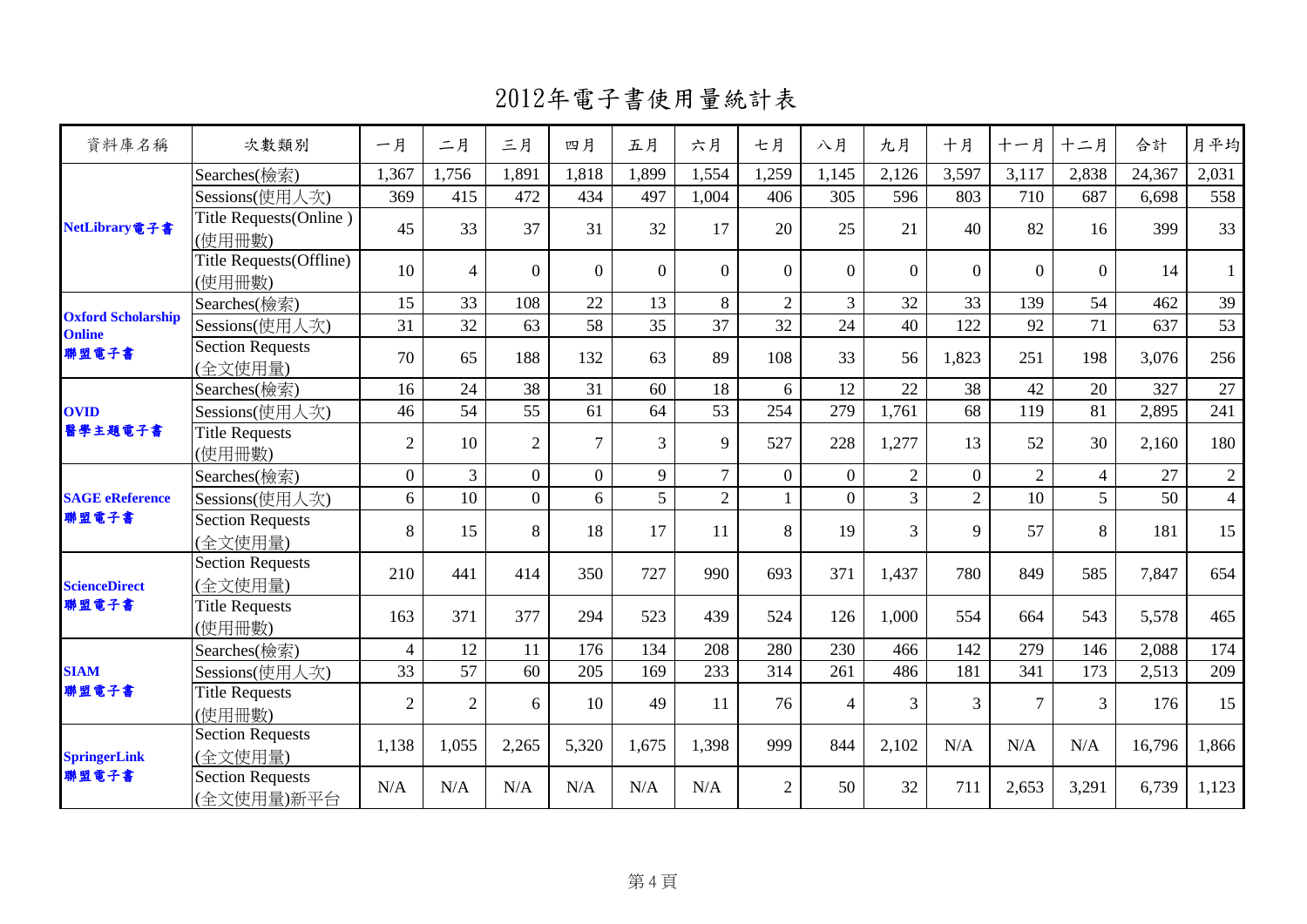# 2012年電子書使用量統計表

| 資料庫名稱 | 次數類別 | 一月 | 二月 | 三月 | 四月 | 五月 | 六月 | 七月 | 八月 | 九月 | 十月 | 十一月 | 十二月 | 合計 | 月平均 |
|---|---|---|---|---|---|---|---|---|---|---|---|---|---|---|---|
| **NetLibrary電子書** | Searches(檢索) | 1,367 | 1,756 | 1,891 | 1,818 | 1,899 | 1,554 | 1,259 | 1,145 | 2,126 | 3,597 | 3,117 | 2,838 | 24,367 | 2,031 |
| | Sessions(使用人次) | 369 | 415 | 472 | 434 | 497 | 1,004 | 406 | 305 | 596 | 803 | 710 | 687 | 6,698 | 558 |
| | Title Requests(Online ) (使用冊數) | 45 | 33 | 37 | 31 | 32 | 17 | 20 | 25 | 21 | 40 | 82 | 16 | 399 | 33 |
| | Title Requests(Offline) (使用冊數) | 10 | 4 | 0 | 0 | 0 | 0 | 0 | 0 | 0 | 0 | 0 | 0 | 14 | 1 |
| **Oxford Scholarship Online 聯盟電子書** | Searches(檢索) | 15 | 33 | 108 | 22 | 13 | 8 | 2 | 3 | 32 | 33 | 139 | 54 | 462 | 39 |
| | Sessions(使用人次) | 31 | 32 | 63 | 58 | 35 | 37 | 32 | 24 | 40 | 122 | 92 | 71 | 637 | 53 |
| | Section Requests (全文使用量) | 70 | 65 | 188 | 132 | 63 | 89 | 108 | 33 | 56 | 1,823 | 251 | 198 | 3,076 | 256 |
| **OVID 醫學主題電子書** | Searches(檢索) | 16 | 24 | 38 | 31 | 60 | 18 | 6 | 12 | 22 | 38 | 42 | 20 | 327 | 27 |
| | Sessions(使用人次) | 46 | 54 | 55 | 61 | 64 | 53 | 254 | 279 | 1,761 | 68 | 119 | 81 | 2,895 | 241 |
| | Title Requests (使用冊數) | 2 | 10 | 2 | 7 | 3 | 9 | 527 | 228 | 1,277 | 13 | 52 | 30 | 2,160 | 180 |
| **SAGE eReference 聯盟電子書** | Searches(檢索) | 0 | 3 | 0 | 0 | 9 | 7 | 0 | 0 | 2 | 0 | 2 | 4 | 27 | 2 |
| | Sessions(使用人次) | 6 | 10 | 0 | 6 | 5 | 2 | 1 | 0 | 3 | 2 | 10 | 5 | 50 | 4 |
| | Section Requests (全文使用量) | 8 | 15 | 8 | 18 | 17 | 11 | 8 | 19 | 3 | 9 | 57 | 8 | 181 | 15 |
| **ScienceDirect 聯盟電子書** | Section Requests (全文使用量) | 210 | 441 | 414 | 350 | 727 | 990 | 693 | 371 | 1,437 | 780 | 849 | 585 | 7,847 | 654 |
| | Title Requests (使用冊數) | 163 | 371 | 377 | 294 | 523 | 439 | 524 | 126 | 1,000 | 554 | 664 | 543 | 5,578 | 465 |
| **SIAM 聯盟電子書** | Searches(檢索) | 4 | 12 | 11 | 176 | 134 | 208 | 280 | 230 | 466 | 142 | 279 | 146 | 2,088 | 174 |
| | Sessions(使用人次) | 33 | 57 | 60 | 205 | 169 | 233 | 314 | 261 | 486 | 181 | 341 | 173 | 2,513 | 209 |
| | Title Requests (使用冊數) | 2 | 2 | 6 | 10 | 49 | 11 | 76 | 4 | 3 | 3 | 7 | 3 | 176 | 15 |
| **SpringerLink 聯盟電子書** | Section Requests (全文使用量) | 1,138 | 1,055 | 2,265 | 5,320 | 1,675 | 1,398 | 999 | 844 | 2,102 | N/A | N/A | N/A | 16,796 | 1,866 |
| | Section Requests (全文使用量)新平台 | N/A | N/A | N/A | N/A | N/A | N/A | 2 | 50 | 32 | 711 | 2,653 | 3,291 | 6,739 | 1,123 |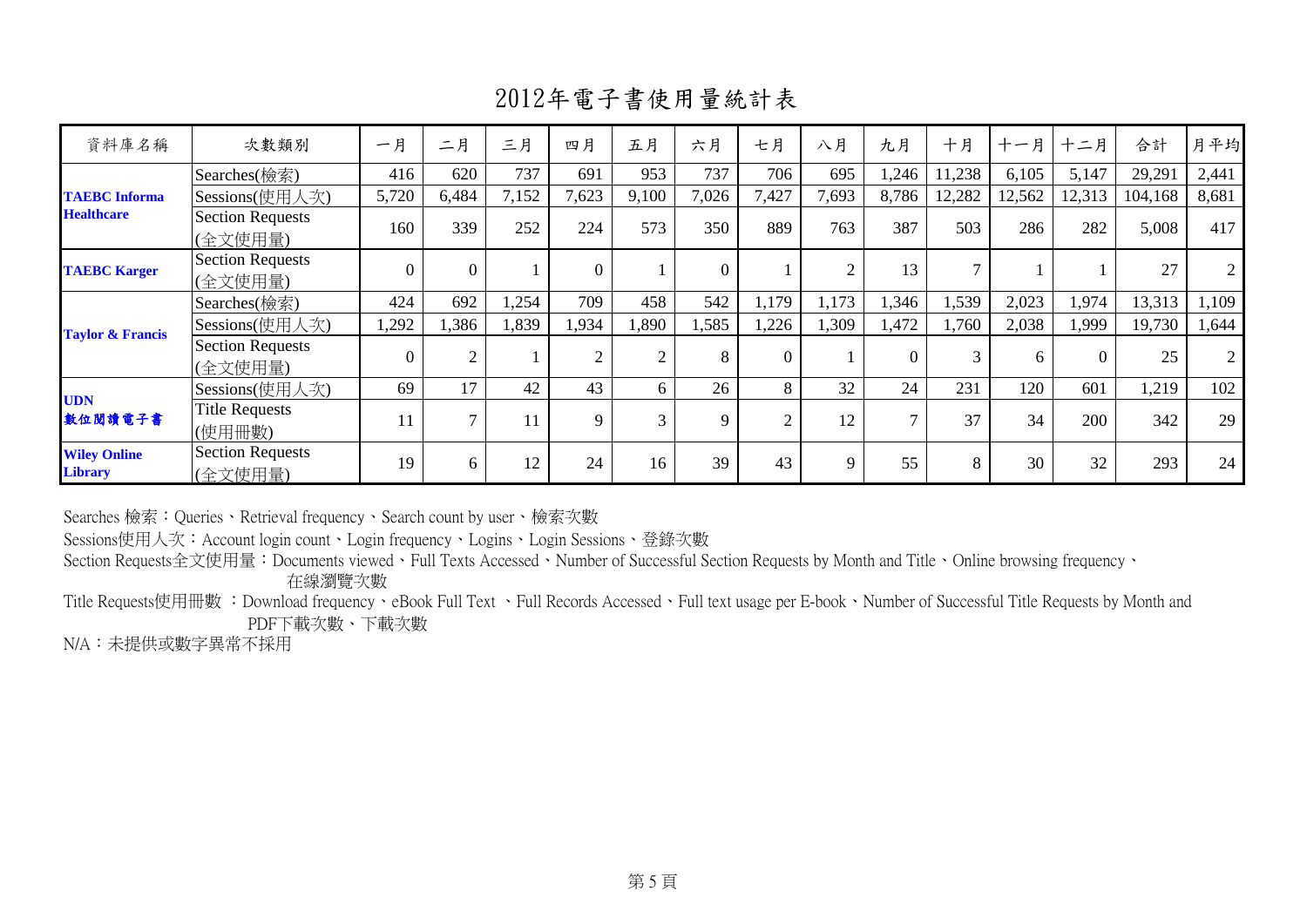# 2012年電子書使用量統計表

| 資料庫名稱 | 次數類別 | 一月 | 二月 | 三月 | 四月 | 五月 | 六月 | 七月 | 八月 | 九月 | 十月 | 十一月 | 十二月 | 合計 | 月平均 |
|---|---|---|---|---|---|---|---|---|---|---|---|---|---|---|---|
| **TAEBC Informa Healthcare** | Searches(檢索) | 416 | 620 | 737 | 691 | 953 | 737 | 706 | 695 | 1,246 | 11,238 | 6,105 | 5,147 | 29,291 | 2,441 |
| | Sessions(使用人次) | 5,720 | 6,484 | 7,152 | 7,623 | 9,100 | 7,026 | 7,427 | 7,693 | 8,786 | 12,282 | 12,562 | 12,313 | 104,168 | 8,681 |
| | Section Requests (全文使用量) | 160 | 339 | 252 | 224 | 573 | 350 | 889 | 763 | 387 | 503 | 286 | 282 | 5,008 | 417 |
| **TAEBC Karger** | Section Requests (全文使用量) | 0 | 0 | 1 | 0 | 1 | 0 | 1 | 2 | 13 | 7 | 1 | 1 | 27 | 2 |
| **Taylor & Francis** | Searches(檢索) | 424 | 692 | 1,254 | 709 | 458 | 542 | 1,179 | 1,173 | 1,346 | 1,539 | 2,023 | 1,974 | 13,313 | 1,109 |
| | Sessions(使用人次) | 1,292 | 1,386 | 1,839 | 1,934 | 1,890 | 1,585 | 1,226 | 1,309 | 1,472 | 1,760 | 2,038 | 1,999 | 19,730 | 1,644 |
| | Section Requests (全文使用量) | 0 | 2 | 1 | 2 | 2 | 8 | 0 | 1 | 0 | 3 | 6 | 0 | 25 | 2 |
| **UDN 數位閱讀電子書** | Sessions(使用人次) | 69 | 17 | 42 | 43 | 6 | 26 | 8 | 32 | 24 | 231 | 120 | 601 | 1,219 | 102 |
| | Title Requests (使用冊數) | 11 | 7 | 11 | 9 | 3 | 9 | 2 | 12 | 7 | 37 | 34 | 200 | 342 | 29 |
| **Wiley Online Library** | Section Requests (全文使用量) | 19 | 6 | 12 | 24 | 16 | 39 | 43 | 9 | 55 | 8 | 30 | 32 | 293 | 24 |

Searches 檢索：Queries、Retrieval frequency、Search count by user、檢索次數

Sessions使用人次：Account login count、Login frequency、Logins、Login Sessions、登錄次數

Section Requests全文使用量：Documents viewed、Full Texts Accessed、Number of Successful Section Requests by Month and Title、Online browsing frequency、在線瀏覽次數

Title Requests使用冊數 ：Download frequency、eBook Full Text 、Full Records Accessed、Full text usage per E-book、Number of Successful Title Requests by Month and PDF下載次數、下載次數

N/A：未提供或數字異常不採用